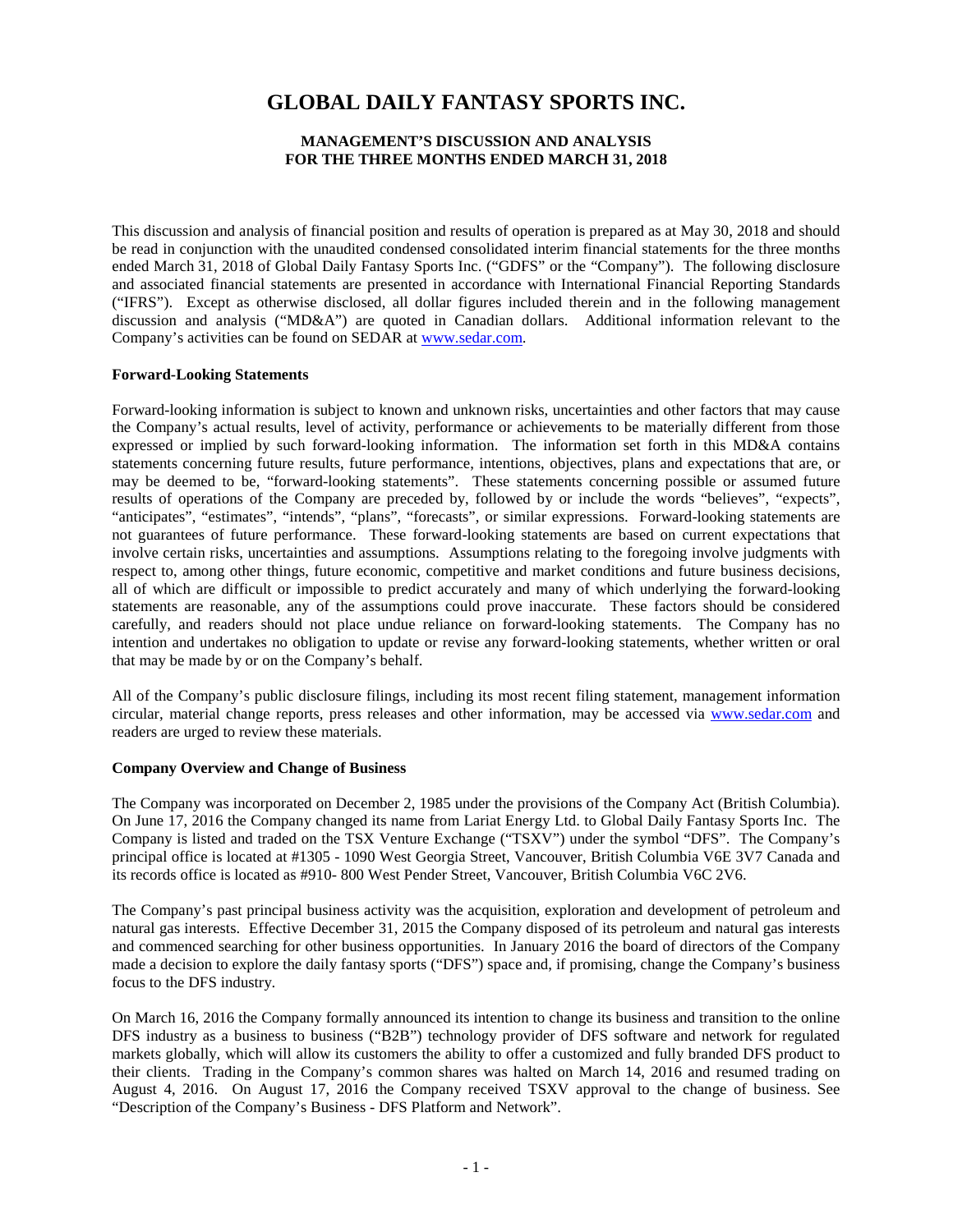# GLOBAL DAILY FANTASY SPORTS INC.

## MANAGEMENT'S DISCUSSION AND ANALYSIS
## FOR THE THREE MONTHS ENDED MARCH 31, 2018

This discussion and analysis of financial position and results of operation is prepared as at May 30, 2018 and should be read in conjunction with the unaudited condensed consolidated interim financial statements for the three months ended March 31, 2018 of Global Daily Fantasy Sports Inc. ("GDFS" or the "Company"). The following disclosure and associated financial statements are presented in accordance with International Financial Reporting Standards ("IFRS"). Except as otherwise disclosed, all dollar figures included therein and in the following management discussion and analysis ("MD&A") are quoted in Canadian dollars. Additional information relevant to the Company's activities can be found on SEDAR at www.sedar.com.

**Forward-Looking Statements**

Forward-looking information is subject to known and unknown risks, uncertainties and other factors that may cause the Company's actual results, level of activity, performance or achievements to be materially different from those expressed or implied by such forward-looking information. The information set forth in this MD&A contains statements concerning future results, future performance, intentions, objectives, plans and expectations that are, or may be deemed to be, "forward-looking statements". These statements concerning possible or assumed future results of operations of the Company are preceded by, followed by or include the words "believes", "expects", "anticipates", "estimates", "intends", "plans", "forecasts", or similar expressions. Forward-looking statements are not guarantees of future performance. These forward-looking statements are based on current expectations that involve certain risks, uncertainties and assumptions. Assumptions relating to the foregoing involve judgments with respect to, among other things, future economic, competitive and market conditions and future business decisions, all of which are difficult or impossible to predict accurately and many of which underlying the forward-looking statements are reasonable, any of the assumptions could prove inaccurate. These factors should be considered carefully, and readers should not place undue reliance on forward-looking statements. The Company has no intention and undertakes no obligation to update or revise any forward-looking statements, whether written or oral that may be made by or on the Company's behalf.

All of the Company's public disclosure filings, including its most recent filing statement, management information circular, material change reports, press releases and other information, may be accessed via www.sedar.com and readers are urged to review these materials.

**Company Overview and Change of Business**

The Company was incorporated on December 2, 1985 under the provisions of the Company Act (British Columbia). On June 17, 2016 the Company changed its name from Lariat Energy Ltd. to Global Daily Fantasy Sports Inc. The Company is listed and traded on the TSX Venture Exchange ("TSXV") under the symbol "DFS". The Company's principal office is located at #1305 - 1090 West Georgia Street, Vancouver, British Columbia V6E 3V7 Canada and its records office is located as #910- 800 West Pender Street, Vancouver, British Columbia V6C 2V6.

The Company's past principal business activity was the acquisition, exploration and development of petroleum and natural gas interests. Effective December 31, 2015 the Company disposed of its petroleum and natural gas interests and commenced searching for other business opportunities. In January 2016 the board of directors of the Company made a decision to explore the daily fantasy sports ("DFS") space and, if promising, change the Company's business focus to the DFS industry.

On March 16, 2016 the Company formally announced its intention to change its business and transition to the online DFS industry as a business to business ("B2B") technology provider of DFS software and network for regulated markets globally, which will allow its customers the ability to offer a customized and fully branded DFS product to their clients. Trading in the Company's common shares was halted on March 14, 2016 and resumed trading on August 4, 2016. On August 17, 2016 the Company received TSXV approval to the change of business. See "Description of the Company's Business - DFS Platform and Network".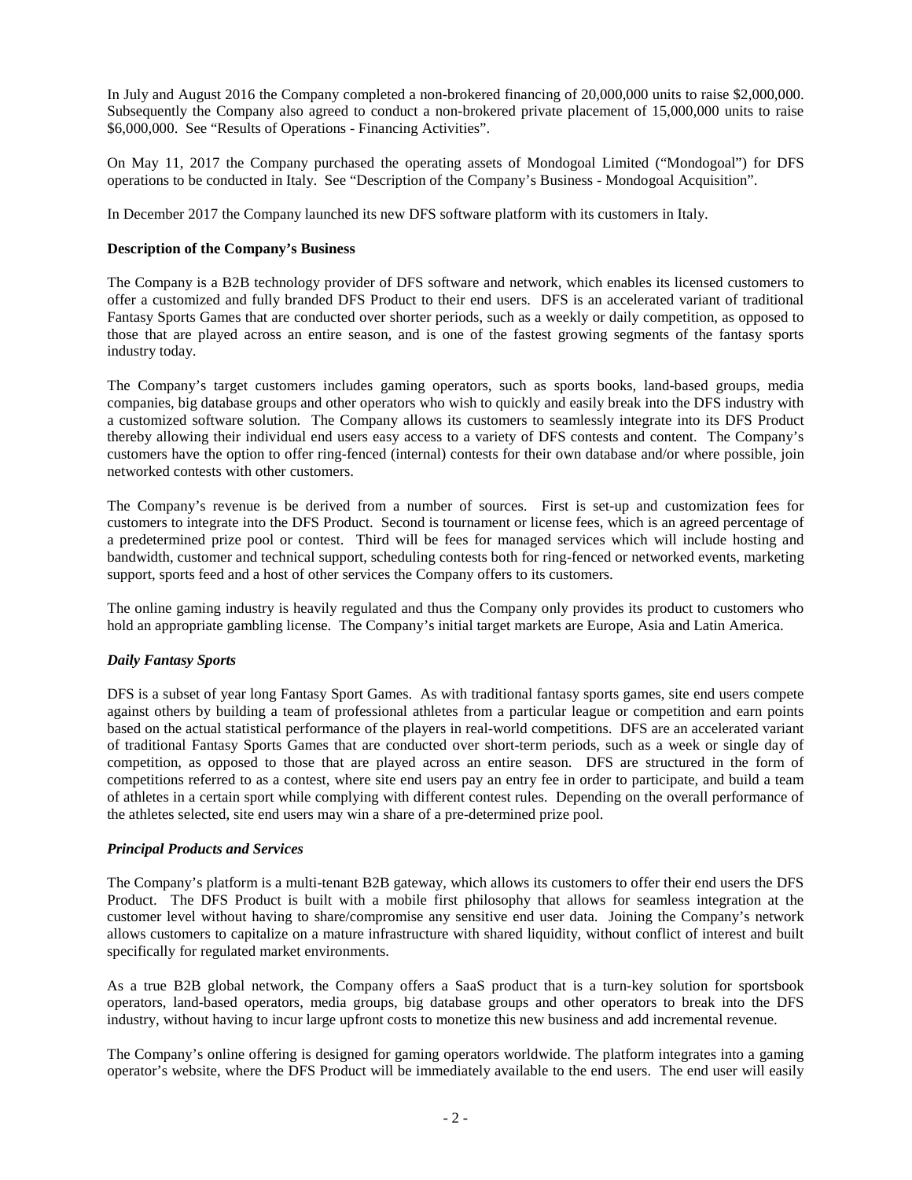In July and August 2016 the Company completed a non-brokered financing of 20,000,000 units to raise $2,000,000. Subsequently the Company also agreed to conduct a non-brokered private placement of 15,000,000 units to raise $6,000,000. See "Results of Operations - Financing Activities".

On May 11, 2017 the Company purchased the operating assets of Mondogoal Limited ("Mondogoal") for DFS operations to be conducted in Italy. See "Description of the Company's Business - Mondogoal Acquisition".

In December 2017 the Company launched its new DFS software platform with its customers in Italy.

**Description of the Company's Business**

The Company is a B2B technology provider of DFS software and network, which enables its licensed customers to offer a customized and fully branded DFS Product to their end users. DFS is an accelerated variant of traditional Fantasy Sports Games that are conducted over shorter periods, such as a weekly or daily competition, as opposed to those that are played across an entire season, and is one of the fastest growing segments of the fantasy sports industry today.

The Company's target customers includes gaming operators, such as sports books, land-based groups, media companies, big database groups and other operators who wish to quickly and easily break into the DFS industry with a customized software solution. The Company allows its customers to seamlessly integrate into its DFS Product thereby allowing their individual end users easy access to a variety of DFS contests and content. The Company's customers have the option to offer ring-fenced (internal) contests for their own database and/or where possible, join networked contests with other customers.

The Company's revenue is be derived from a number of sources. First is set-up and customization fees for customers to integrate into the DFS Product. Second is tournament or license fees, which is an agreed percentage of a predetermined prize pool or contest. Third will be fees for managed services which will include hosting and bandwidth, customer and technical support, scheduling contests both for ring-fenced or networked events, marketing support, sports feed and a host of other services the Company offers to its customers.

The online gaming industry is heavily regulated and thus the Company only provides its product to customers who hold an appropriate gambling license. The Company's initial target markets are Europe, Asia and Latin America.

***Daily Fantasy Sports***

DFS is a subset of year long Fantasy Sport Games. As with traditional fantasy sports games, site end users compete against others by building a team of professional athletes from a particular league or competition and earn points based on the actual statistical performance of the players in real-world competitions. DFS are an accelerated variant of traditional Fantasy Sports Games that are conducted over short-term periods, such as a week or single day of competition, as opposed to those that are played across an entire season. DFS are structured in the form of competitions referred to as a contest, where site end users pay an entry fee in order to participate, and build a team of athletes in a certain sport while complying with different contest rules. Depending on the overall performance of the athletes selected, site end users may win a share of a pre-determined prize pool.

***Principal Products and Services***

The Company's platform is a multi-tenant B2B gateway, which allows its customers to offer their end users the DFS Product. The DFS Product is built with a mobile first philosophy that allows for seamless integration at the customer level without having to share/compromise any sensitive end user data. Joining the Company's network allows customers to capitalize on a mature infrastructure with shared liquidity, without conflict of interest and built specifically for regulated market environments.

As a true B2B global network, the Company offers a SaaS product that is a turn-key solution for sportsbook operators, land-based operators, media groups, big database groups and other operators to break into the DFS industry, without having to incur large upfront costs to monetize this new business and add incremental revenue.

The Company's online offering is designed for gaming operators worldwide. The platform integrates into a gaming operator's website, where the DFS Product will be immediately available to the end users. The end user will easily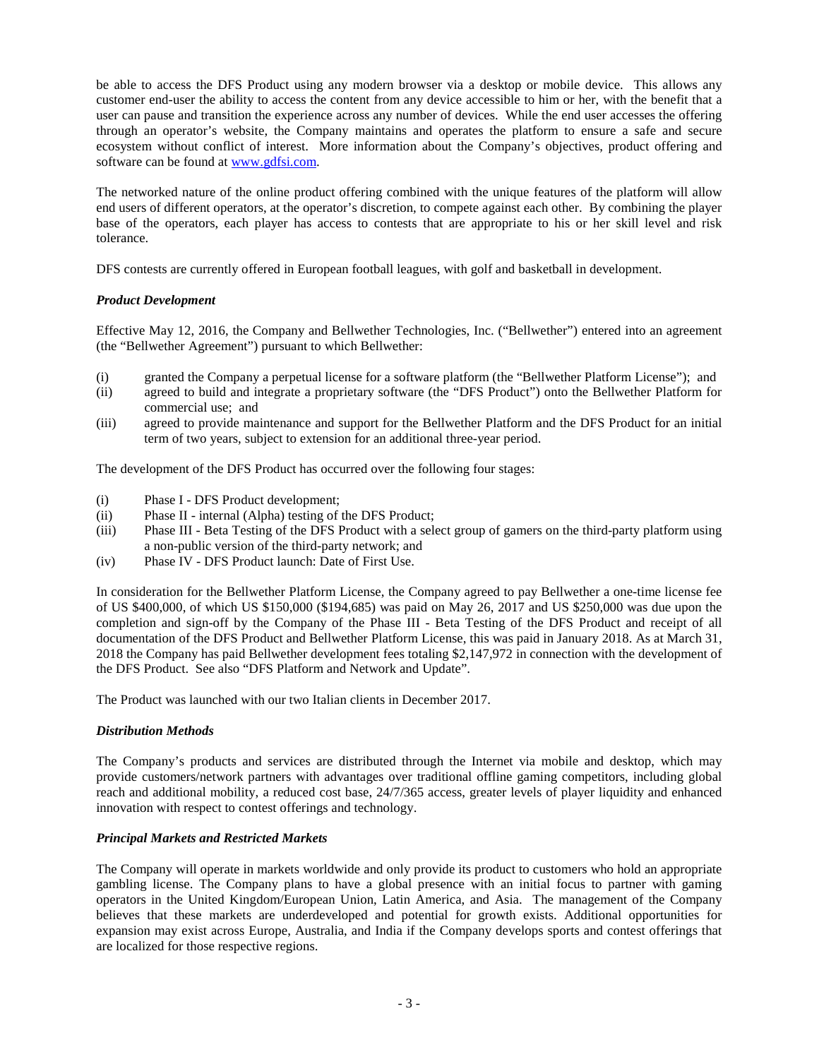be able to access the DFS Product using any modern browser via a desktop or mobile device. This allows any customer end-user the ability to access the content from any device accessible to him or her, with the benefit that a user can pause and transition the experience across any number of devices. While the end user accesses the offering through an operator's website, the Company maintains and operates the platform to ensure a safe and secure ecosystem without conflict of interest. More information about the Company's objectives, product offering and software can be found at [www.gdfsi.com](http://www.gdfsi.com).

The networked nature of the online product offering combined with the unique features of the platform will allow end users of different operators, at the operator's discretion, to compete against each other. By combining the player base of the operators, each player has access to contests that are appropriate to his or her skill level and risk tolerance.

DFS contests are currently offered in European football leagues, with golf and basketball in development.

***Product Development***

Effective May 12, 2016, the Company and Bellwether Technologies, Inc. ("Bellwether") entered into an agreement (the "Bellwether Agreement") pursuant to which Bellwether:

(i) granted the Company a perpetual license for a software platform (the "Bellwether Platform License"); and
(ii) agreed to build and integrate a proprietary software (the "DFS Product") onto the Bellwether Platform for commercial use; and
(iii) agreed to provide maintenance and support for the Bellwether Platform and the DFS Product for an initial term of two years, subject to extension for an additional three-year period.

The development of the DFS Product has occurred over the following four stages:

(i) Phase I - DFS Product development;
(ii) Phase II - internal (Alpha) testing of the DFS Product;
(iii) Phase III - Beta Testing of the DFS Product with a select group of gamers on the third-party platform using a non-public version of the third-party network; and
(iv) Phase IV - DFS Product launch: Date of First Use.

In consideration for the Bellwether Platform License, the Company agreed to pay Bellwether a one-time license fee of US $400,000, of which US $150,000 ($194,685) was paid on May 26, 2017 and US $250,000 was due upon the completion and sign-off by the Company of the Phase III - Beta Testing of the DFS Product and receipt of all documentation of the DFS Product and Bellwether Platform License, this was paid in January 2018. As at March 31, 2018 the Company has paid Bellwether development fees totaling $2,147,972 in connection with the development of the DFS Product. See also "DFS Platform and Network and Update".

The Product was launched with our two Italian clients in December 2017.

***Distribution Methods***

The Company's products and services are distributed through the Internet via mobile and desktop, which may provide customers/network partners with advantages over traditional offline gaming competitors, including global reach and additional mobility, a reduced cost base, 24/7/365 access, greater levels of player liquidity and enhanced innovation with respect to contest offerings and technology.

***Principal Markets and Restricted Markets***

The Company will operate in markets worldwide and only provide its product to customers who hold an appropriate gambling license. The Company plans to have a global presence with an initial focus to partner with gaming operators in the United Kingdom/European Union, Latin America, and Asia. The management of the Company believes that these markets are underdeveloped and potential for growth exists. Additional opportunities for expansion may exist across Europe, Australia, and India if the Company develops sports and contest offerings that are localized for those respective regions.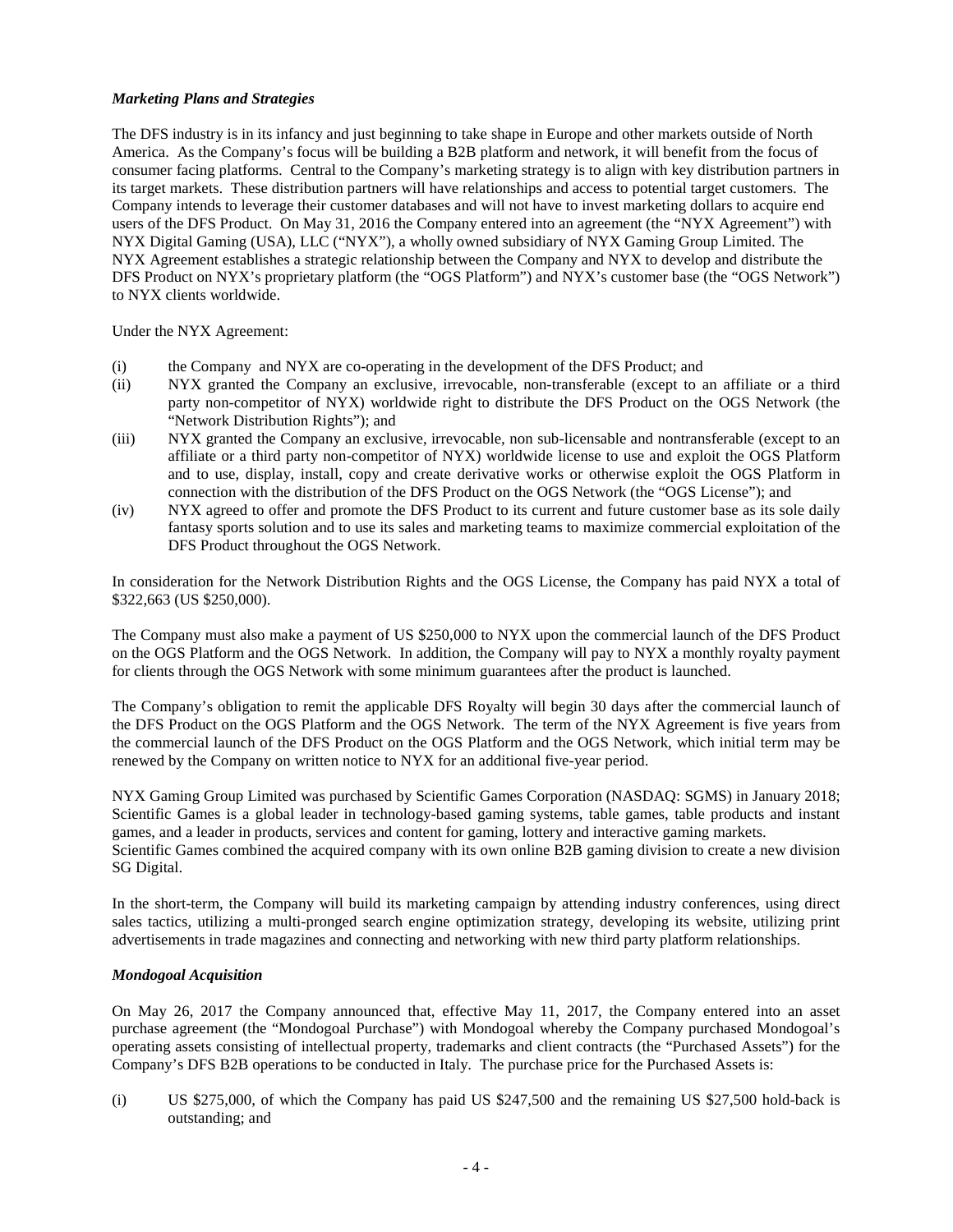***Marketing Plans and Strategies***

The DFS industry is in its infancy and just beginning to take shape in Europe and other markets outside of North America. As the Company's focus will be building a B2B platform and network, it will benefit from the focus of consumer facing platforms. Central to the Company's marketing strategy is to align with key distribution partners in its target markets. These distribution partners will have relationships and access to potential target customers. The Company intends to leverage their customer databases and will not have to invest marketing dollars to acquire end users of the DFS Product. On May 31, 2016 the Company entered into an agreement (the "NYX Agreement") with NYX Digital Gaming (USA), LLC ("NYX"), a wholly owned subsidiary of NYX Gaming Group Limited. The NYX Agreement establishes a strategic relationship between the Company and NYX to develop and distribute the DFS Product on NYX's proprietary platform (the "OGS Platform") and NYX's customer base (the "OGS Network") to NYX clients worldwide.

Under the NYX Agreement:

(i) the Company and NYX are co-operating in the development of the DFS Product; and

(ii) NYX granted the Company an exclusive, irrevocable, non-transferable (except to an affiliate or a third party non-competitor of NYX) worldwide right to distribute the DFS Product on the OGS Network (the "Network Distribution Rights"); and

(iii) NYX granted the Company an exclusive, irrevocable, non sub-licensable and nontransferable (except to an affiliate or a third party non-competitor of NYX) worldwide license to use and exploit the OGS Platform and to use, display, install, copy and create derivative works or otherwise exploit the OGS Platform in connection with the distribution of the DFS Product on the OGS Network (the "OGS License"); and

(iv) NYX agreed to offer and promote the DFS Product to its current and future customer base as its sole daily fantasy sports solution and to use its sales and marketing teams to maximize commercial exploitation of the DFS Product throughout the OGS Network.

In consideration for the Network Distribution Rights and the OGS License, the Company has paid NYX a total of $322,663 (US $250,000).

The Company must also make a payment of US $250,000 to NYX upon the commercial launch of the DFS Product on the OGS Platform and the OGS Network. In addition, the Company will pay to NYX a monthly royalty payment for clients through the OGS Network with some minimum guarantees after the product is launched.

The Company's obligation to remit the applicable DFS Royalty will begin 30 days after the commercial launch of the DFS Product on the OGS Platform and the OGS Network. The term of the NYX Agreement is five years from the commercial launch of the DFS Product on the OGS Platform and the OGS Network, which initial term may be renewed by the Company on written notice to NYX for an additional five-year period.

NYX Gaming Group Limited was purchased by Scientific Games Corporation (NASDAQ: SGMS) in January 2018; Scientific Games is a global leader in technology-based gaming systems, table games, table products and instant games, and a leader in products, services and content for gaming, lottery and interactive gaming markets.
Scientific Games combined the acquired company with its own online B2B gaming division to create a new division SG Digital.

In the short-term, the Company will build its marketing campaign by attending industry conferences, using direct sales tactics, utilizing a multi-pronged search engine optimization strategy, developing its website, utilizing print advertisements in trade magazines and connecting and networking with new third party platform relationships.

***Mondogoal Acquisition***

On May 26, 2017 the Company announced that, effective May 11, 2017, the Company entered into an asset purchase agreement (the "Mondogoal Purchase") with Mondogoal whereby the Company purchased Mondogoal's operating assets consisting of intellectual property, trademarks and client contracts (the "Purchased Assets") for the Company's DFS B2B operations to be conducted in Italy. The purchase price for the Purchased Assets is:

(i) US $275,000, of which the Company has paid US $247,500 and the remaining US $27,500 hold-back is outstanding; and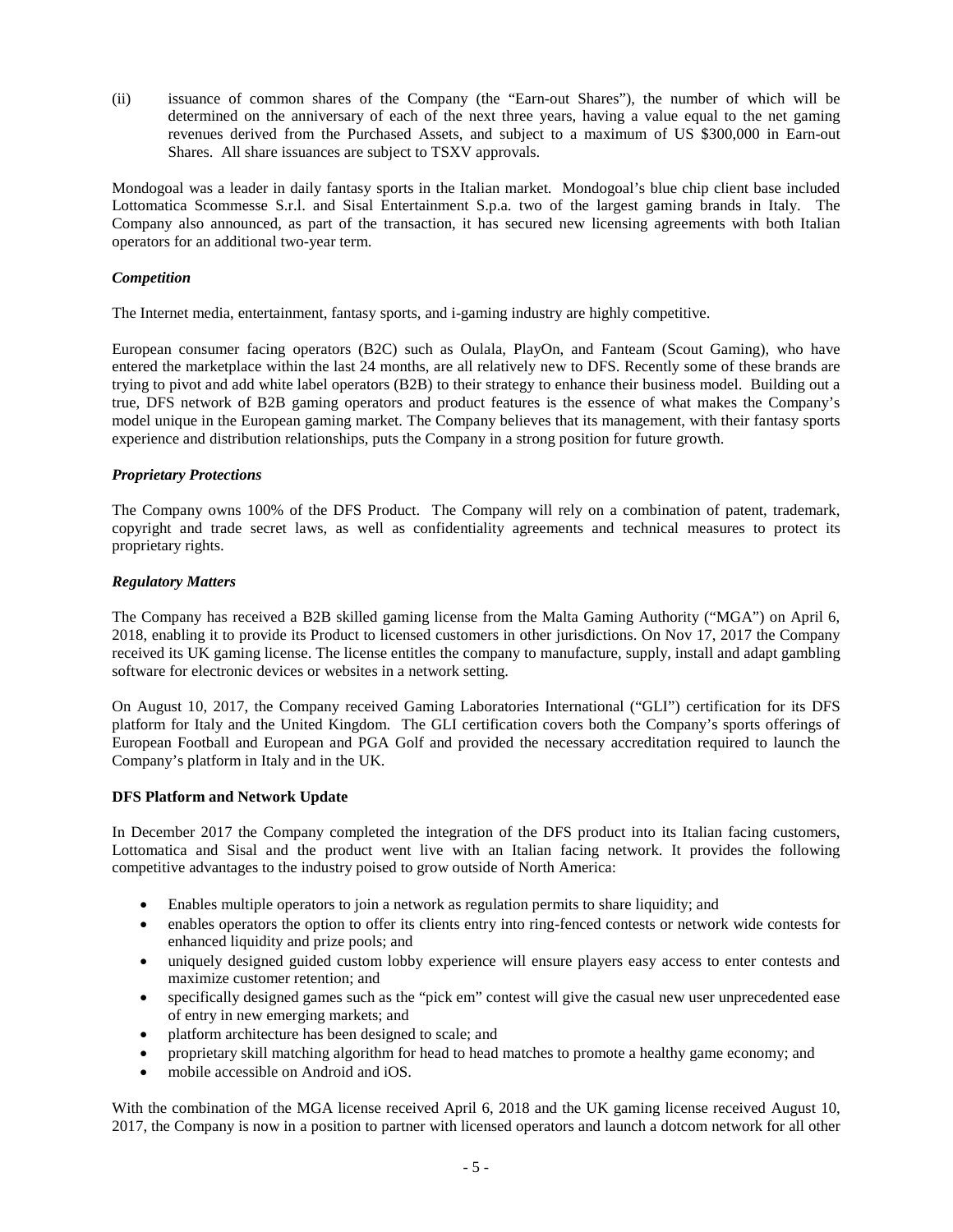(ii) issuance of common shares of the Company (the "Earn-out Shares"), the number of which will be determined on the anniversary of each of the next three years, having a value equal to the net gaming revenues derived from the Purchased Assets, and subject to a maximum of US $300,000 in Earn-out Shares. All share issuances are subject to TSXV approvals.

Mondogoal was a leader in daily fantasy sports in the Italian market. Mondogoal's blue chip client base included Lottomatica Scommesse S.r.l. and Sisal Entertainment S.p.a. two of the largest gaming brands in Italy. The Company also announced, as part of the transaction, it has secured new licensing agreements with both Italian operators for an additional two-year term.

### *Competition*

The Internet media, entertainment, fantasy sports, and i-gaming industry are highly competitive.

European consumer facing operators (B2C) such as Oulala, PlayOn, and Fanteam (Scout Gaming), who have entered the marketplace within the last 24 months, are all relatively new to DFS. Recently some of these brands are trying to pivot and add white label operators (B2B) to their strategy to enhance their business model. Building out a true, DFS network of B2B gaming operators and product features is the essence of what makes the Company's model unique in the European gaming market. The Company believes that its management, with their fantasy sports experience and distribution relationships, puts the Company in a strong position for future growth.

### *Proprietary Protections*

The Company owns 100% of the DFS Product. The Company will rely on a combination of patent, trademark, copyright and trade secret laws, as well as confidentiality agreements and technical measures to protect its proprietary rights.

### *Regulatory Matters*

The Company has received a B2B skilled gaming license from the Malta Gaming Authority ("MGA") on April 6, 2018, enabling it to provide its Product to licensed customers in other jurisdictions. On Nov 17, 2017 the Company received its UK gaming license. The license entitles the company to manufacture, supply, install and adapt gambling software for electronic devices or websites in a network setting.

On August 10, 2017, the Company received Gaming Laboratories International ("GLI") certification for its DFS platform for Italy and the United Kingdom. The GLI certification covers both the Company's sports offerings of European Football and European and PGA Golf and provided the necessary accreditation required to launch the Company's platform in Italy and in the UK.

### **DFS Platform and Network Update**

In December 2017 the Company completed the integration of the DFS product into its Italian facing customers, Lottomatica and Sisal and the product went live with an Italian facing network. It provides the following competitive advantages to the industry poised to grow outside of North America:

- Enables multiple operators to join a network as regulation permits to share liquidity; and
- enables operators the option to offer its clients entry into ring-fenced contests or network wide contests for enhanced liquidity and prize pools; and
- uniquely designed guided custom lobby experience will ensure players easy access to enter contests and maximize customer retention; and
- specifically designed games such as the "pick em" contest will give the casual new user unprecedented ease of entry in new emerging markets; and
- platform architecture has been designed to scale; and
- proprietary skill matching algorithm for head to head matches to promote a healthy game economy; and
- mobile accessible on Android and iOS.

With the combination of the MGA license received April 6, 2018 and the UK gaming license received August 10, 2017, the Company is now in a position to partner with licensed operators and launch a dotcom network for all other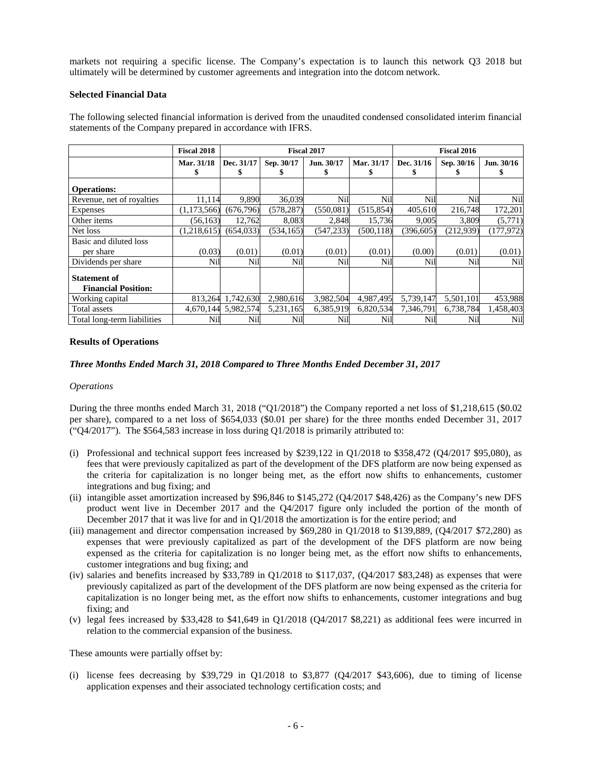markets not requiring a specific license. The Company's expectation is to launch this network Q3 2018 but ultimately will be determined by customer agreements and integration into the dotcom network.

**Selected Financial Data**

The following selected financial information is derived from the unaudited condensed consolidated interim financial statements of the Company prepared in accordance with IFRS.

| | Fiscal 2018 | Fiscal 2017 | | | | Fiscal 2016 | | |
|---|---|---|---|---|---|---|---|---|
| | Mar. 31/18<br>$ | Dec. 31/17<br>$ | Sep. 30/17<br>$ | Jun. 30/17<br>$ | Mar. 31/17<br>$ | Dec. 31/16<br>$ | Sep. 30/16<br>$ | Jun. 30/16<br>$ |
| **Operations:** | | | | | | | | |
| Revenue, net of royalties | 11,114 | 9,890 | 36,039 | Nil | Nil | Nil | Nil | Nil |
| Expenses | (1,173,566) | (676,796) | (578,287) | (550,081) | (515,854) | 405,610 | 216,748 | 172,201 |
| Other items | (56,163) | 12,762 | 8,083 | 2,848 | 15,736 | 9,005 | 3,809 | (5,771) |
| Net loss | (1,218,615) | (654,033) | (534,165) | (547,233) | (500,118) | (396,605) | (212,939) | (177,972) |
| Basic and diluted loss per share | (0.03) | (0.01) | (0.01) | (0.01) | (0.01) | (0.00) | (0.01) | (0.01) |
| Dividends per share | Nil | Nil | Nil | Nil | Nil | Nil | Nil | Nil |
| **Statement of Financial Position:** | | | | | | | | |
| Working capital | 813,264 | 1,742,630 | 2,980,616 | 3,982,504 | 4,987,495 | 5,739,147 | 5,501,101 | 453,988 |
| Total assets | 4,670,144 | 5,982,574 | 5,231,165 | 6,385,919 | 6,820,534 | 7,346,791 | 6,738,784 | 1,458,403 |
| Total long-term liabilities | Nil | Nil | Nil | Nil | Nil | Nil | Nil | Nil |

**Results of Operations**

***Three Months Ended March 31, 2018 Compared to Three Months Ended December 31, 2017***

*Operations*

During the three months ended March 31, 2018 ("Q1/2018") the Company reported a net loss of $1,218,615 ($0.02 per share), compared to a net loss of $654,033 ($0.01 per share) for the three months ended December 31, 2017 ("Q4/2017"). The $564,583 increase in loss during Q1/2018 is primarily attributed to:

(i) Professional and technical support fees increased by $239,122 in Q1/2018 to $358,472 (Q4/2017 $95,080), as fees that were previously capitalized as part of the development of the DFS platform are now being expensed as the criteria for capitalization is no longer being met, as the effort now shifts to enhancements, customer integrations and bug fixing; and

(ii) intangible asset amortization increased by $96,846 to $145,272 (Q4/2017 $48,426) as the Company's new DFS product went live in December 2017 and the Q4/2017 figure only included the portion of the month of December 2017 that it was live for and in Q1/2018 the amortization is for the entire period; and

(iii) management and director compensation increased by $69,280 in Q1/2018 to $139,889, (Q4/2017 $72,280) as expenses that were previously capitalized as part of the development of the DFS platform are now being expensed as the criteria for capitalization is no longer being met, as the effort now shifts to enhancements, customer integrations and bug fixing; and

(iv) salaries and benefits increased by $33,789 in Q1/2018 to $117,037, (Q4/2017 $83,248) as expenses that were previously capitalized as part of the development of the DFS platform are now being expensed as the criteria for capitalization is no longer being met, as the effort now shifts to enhancements, customer integrations and bug fixing; and

(v) legal fees increased by $33,428 to $41,649 in Q1/2018 (Q4/2017 $8,221) as additional fees were incurred in relation to the commercial expansion of the business.

These amounts were partially offset by:

(i) license fees decreasing by $39,729 in Q1/2018 to $3,877 (Q4/2017 $43,606), due to timing of license application expenses and their associated technology certification costs; and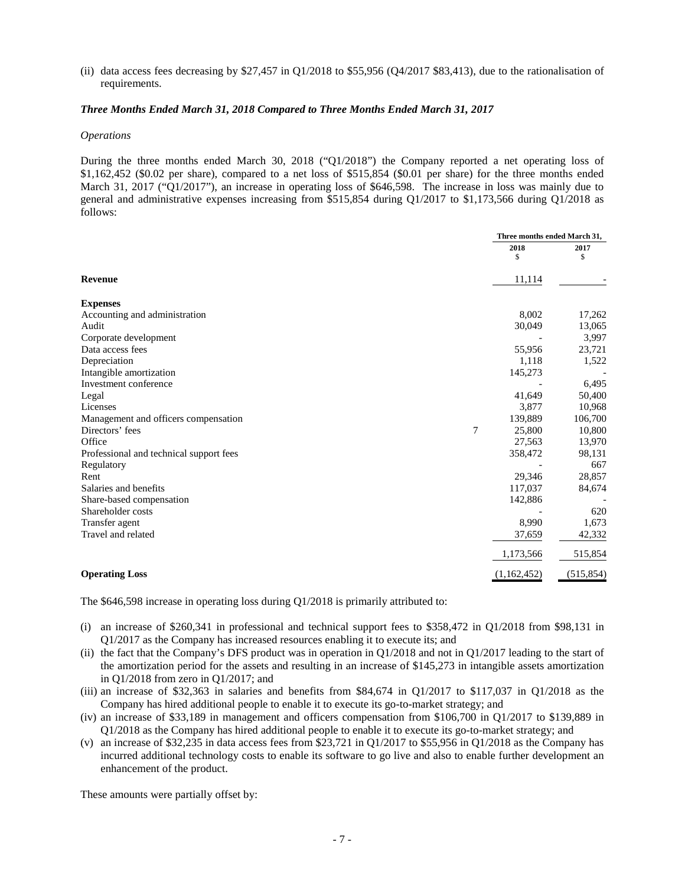(ii) data access fees decreasing by $27,457 in Q1/2018 to $55,956 (Q4/2017 $83,413), due to the rationalisation of requirements.

### *Three Months Ended March 31, 2018 Compared to Three Months Ended March 31, 2017*

*Operations*

During the three months ended March 30, 2018 ("Q1/2018") the Company reported a net operating loss of $1,162,452 ($0.02 per share), compared to a net loss of $515,854 ($0.01 per share) for the three months ended March 31, 2017 ("Q1/2017"), an increase in operating loss of $646,598. The increase in loss was mainly due to general and administrative expenses increasing from $515,854 during Q1/2017 to $1,173,566 during Q1/2018 as follows:

| | | Three months ended March 31, | |
|---|---|---|---|
| | | 2018<br>$ | 2017<br>$ |
| **Revenue** | | 11,114 | - |
| **Expenses** | | | |
| Accounting and administration | | 8,002 | 17,262 |
| Audit | | 30,049 | 13,065 |
| Corporate development | | - | 3,997 |
| Data access fees | | 55,956 | 23,721 |
| Depreciation | | 1,118 | 1,522 |
| Intangible amortization | | 145,273 | - |
| Investment conference | | - | 6,495 |
| Legal | | 41,649 | 50,400 |
| Licenses | | 3,877 | 10,968 |
| Management and officers compensation | | 139,889 | 106,700 |
| Directors' fees | 7 | 25,800 | 10,800 |
| Office | | 27,563 | 13,970 |
| Professional and technical support fees | | 358,472 | 98,131 |
| Regulatory | | - | 667 |
| Rent | | 29,346 | 28,857 |
| Salaries and benefits | | 117,037 | 84,674 |
| Share-based compensation | | 142,886 | - |
| Shareholder costs | | - | 620 |
| Transfer agent | | 8,990 | 1,673 |
| Travel and related | | 37,659 | 42,332 |
| | | 1,173,566 | 515,854 |
| **Operating Loss** | | (1,162,452) | (515,854) |

The $646,598 increase in operating loss during Q1/2018 is primarily attributed to:

(i) an increase of $260,341 in professional and technical support fees to $358,472 in Q1/2018 from $98,131 in Q1/2017 as the Company has increased resources enabling it to execute its; and

(ii) the fact that the Company's DFS product was in operation in Q1/2018 and not in Q1/2017 leading to the start of the amortization period for the assets and resulting in an increase of $145,273 in intangible assets amortization in Q1/2018 from zero in Q1/2017; and

(iii) an increase of $32,363 in salaries and benefits from $84,674 in Q1/2017 to $117,037 in Q1/2018 as the Company has hired additional people to enable it to execute its go-to-market strategy; and

(iv) an increase of $33,189 in management and officers compensation from $106,700 in Q1/2017 to $139,889 in Q1/2018 as the Company has hired additional people to enable it to execute its go-to-market strategy; and

(v) an increase of $32,235 in data access fees from $23,721 in Q1/2017 to $55,956 in Q1/2018 as the Company has incurred additional technology costs to enable its software to go live and also to enable further development an enhancement of the product.

These amounts were partially offset by: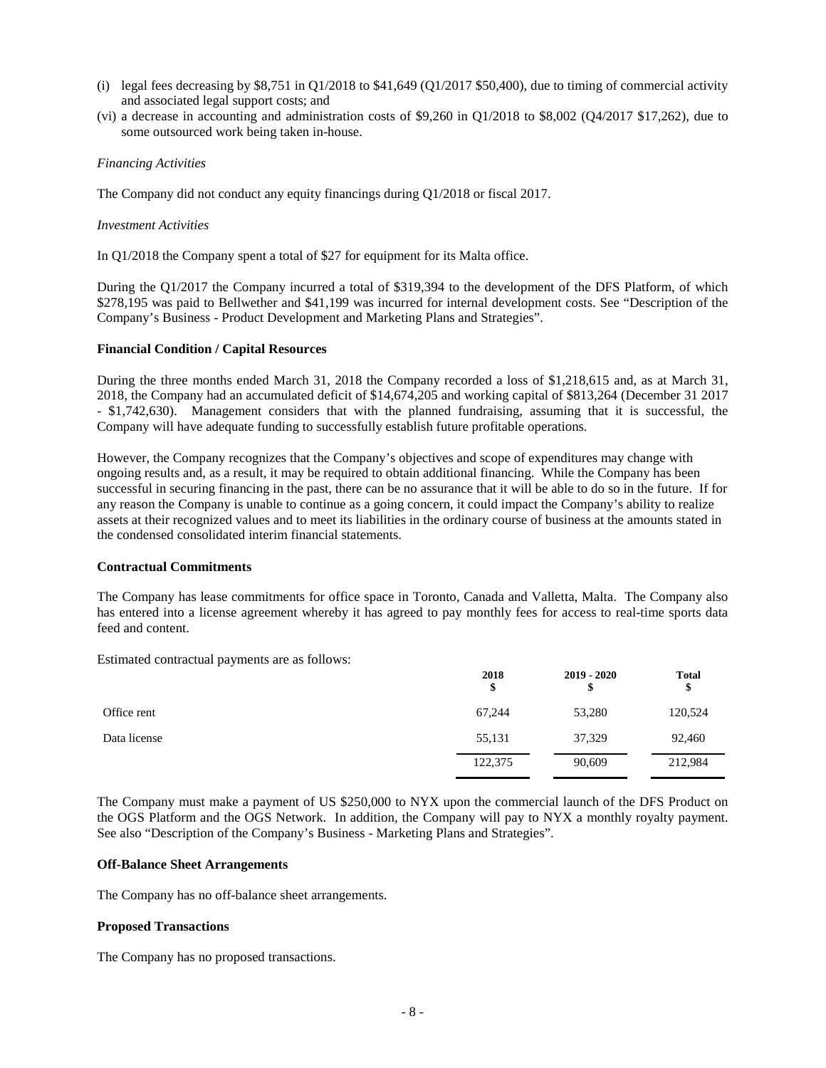(i) legal fees decreasing by $8,751 in Q1/2018 to $41,649 (Q1/2017 $50,400), due to timing of commercial activity and associated legal support costs; and

(vi) a decrease in accounting and administration costs of $9,260 in Q1/2018 to $8,002 (Q4/2017 $17,262), due to some outsourced work being taken in-house.

*Financing Activities*

The Company did not conduct any equity financings during Q1/2018 or fiscal 2017.

*Investment Activities*

In Q1/2018 the Company spent a total of $27 for equipment for its Malta office.

During the Q1/2017 the Company incurred a total of $319,394 to the development of the DFS Platform, of which $278,195 was paid to Bellwether and $41,199 was incurred for internal development costs. See "Description of the Company's Business - Product Development and Marketing Plans and Strategies".

**Financial Condition / Capital Resources**

During the three months ended March 31, 2018 the Company recorded a loss of $1,218,615 and, as at March 31, 2018, the Company had an accumulated deficit of $14,674,205 and working capital of $813,264 (December 31 2017 - $1,742,630). Management considers that with the planned fundraising, assuming that it is successful, the Company will have adequate funding to successfully establish future profitable operations.

However, the Company recognizes that the Company's objectives and scope of expenditures may change with ongoing results and, as a result, it may be required to obtain additional financing. While the Company has been successful in securing financing in the past, there can be no assurance that it will be able to do so in the future. If for any reason the Company is unable to continue as a going concern, it could impact the Company's ability to realize assets at their recognized values and to meet its liabilities in the ordinary course of business at the amounts stated in the condensed consolidated interim financial statements.

**Contractual Commitments**

The Company has lease commitments for office space in Toronto, Canada and Valletta, Malta. The Company also has entered into a license agreement whereby it has agreed to pay monthly fees for access to real-time sports data feed and content.

Estimated contractual payments are as follows:

| | 2018<br>$ | 2019 - 2020<br>$ | Total<br>$ |
|---|---|---|---|
| Office rent | 67,244 | 53,280 | 120,524 |
| Data license | 55,131 | 37,329 | 92,460 |
| | 122,375 | 90,609 | 212,984 |

The Company must make a payment of US $250,000 to NYX upon the commercial launch of the DFS Product on the OGS Platform and the OGS Network. In addition, the Company will pay to NYX a monthly royalty payment. See also "Description of the Company's Business - Marketing Plans and Strategies".

**Off-Balance Sheet Arrangements**

The Company has no off-balance sheet arrangements.

**Proposed Transactions**

The Company has no proposed transactions.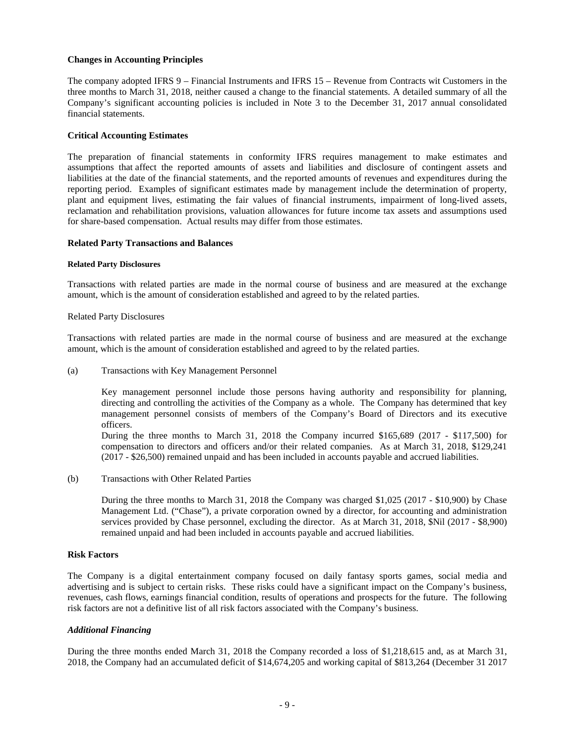**Changes in Accounting Principles**

The company adopted IFRS 9 – Financial Instruments and IFRS 15 – Revenue from Contracts wit Customers in the three months to March 31, 2018, neither caused a change to the financial statements. A detailed summary of all the Company's significant accounting policies is included in Note 3 to the December 31, 2017 annual consolidated financial statements.

**Critical Accounting Estimates**

The preparation of financial statements in conformity IFRS requires management to make estimates and assumptions that affect the reported amounts of assets and liabilities and disclosure of contingent assets and liabilities at the date of the financial statements, and the reported amounts of revenues and expenditures during the reporting period. Examples of significant estimates made by management include the determination of property, plant and equipment lives, estimating the fair values of financial instruments, impairment of long-lived assets, reclamation and rehabilitation provisions, valuation allowances for future income tax assets and assumptions used for share-based compensation. Actual results may differ from those estimates.

**Related Party Transactions and Balances**

**Related Party Disclosures**

Transactions with related parties are made in the normal course of business and are measured at the exchange amount, which is the amount of consideration established and agreed to by the related parties.

Related Party Disclosures

Transactions with related parties are made in the normal course of business and are measured at the exchange amount, which is the amount of consideration established and agreed to by the related parties.

(a) Transactions with Key Management Personnel

Key management personnel include those persons having authority and responsibility for planning, directing and controlling the activities of the Company as a whole. The Company has determined that key management personnel consists of members of the Company's Board of Directors and its executive officers.
During the three months to March 31, 2018 the Company incurred $165,689 (2017 - $117,500) for compensation to directors and officers and/or their related companies. As at March 31, 2018, $129,241 (2017 - $26,500) remained unpaid and has been included in accounts payable and accrued liabilities.

(b) Transactions with Other Related Parties

During the three months to March 31, 2018 the Company was charged $1,025 (2017 - $10,900) by Chase Management Ltd. ("Chase"), a private corporation owned by a director, for accounting and administration services provided by Chase personnel, excluding the director. As at March 31, 2018, $Nil (2017 - $8,900) remained unpaid and had been included in accounts payable and accrued liabilities.

**Risk Factors**

The Company is a digital entertainment company focused on daily fantasy sports games, social media and advertising and is subject to certain risks. These risks could have a significant impact on the Company's business, revenues, cash flows, earnings financial condition, results of operations and prospects for the future. The following risk factors are not a definitive list of all risk factors associated with the Company's business.

***Additional Financing***

During the three months ended March 31, 2018 the Company recorded a loss of $1,218,615 and, as at March 31, 2018, the Company had an accumulated deficit of $14,674,205 and working capital of $813,264 (December 31 2017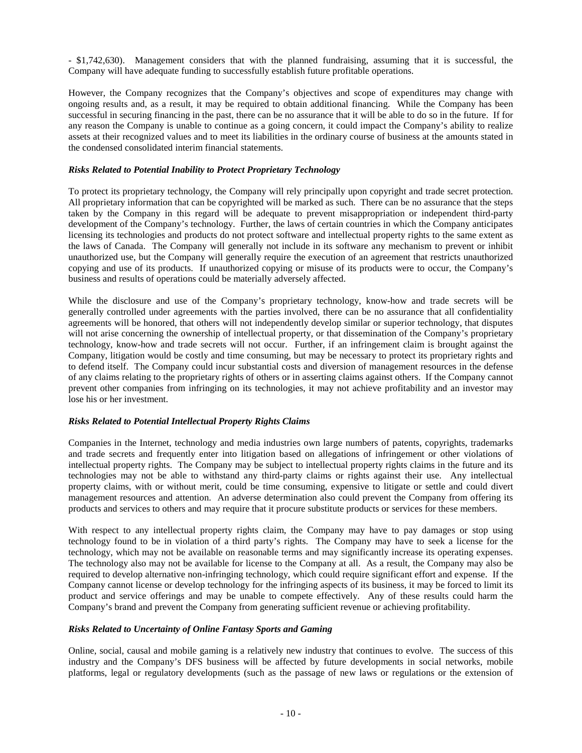- $1,742,630). Management considers that with the planned fundraising, assuming that it is successful, the Company will have adequate funding to successfully establish future profitable operations.

However, the Company recognizes that the Company's objectives and scope of expenditures may change with ongoing results and, as a result, it may be required to obtain additional financing. While the Company has been successful in securing financing in the past, there can be no assurance that it will be able to do so in the future. If for any reason the Company is unable to continue as a going concern, it could impact the Company's ability to realize assets at their recognized values and to meet its liabilities in the ordinary course of business at the amounts stated in the condensed consolidated interim financial statements.

***Risks Related to Potential Inability to Protect Proprietary Technology***

To protect its proprietary technology, the Company will rely principally upon copyright and trade secret protection. All proprietary information that can be copyrighted will be marked as such. There can be no assurance that the steps taken by the Company in this regard will be adequate to prevent misappropriation or independent third-party development of the Company's technology. Further, the laws of certain countries in which the Company anticipates licensing its technologies and products do not protect software and intellectual property rights to the same extent as the laws of Canada. The Company will generally not include in its software any mechanism to prevent or inhibit unauthorized use, but the Company will generally require the execution of an agreement that restricts unauthorized copying and use of its products. If unauthorized copying or misuse of its products were to occur, the Company's business and results of operations could be materially adversely affected.

While the disclosure and use of the Company's proprietary technology, know-how and trade secrets will be generally controlled under agreements with the parties involved, there can be no assurance that all confidentiality agreements will be honored, that others will not independently develop similar or superior technology, that disputes will not arise concerning the ownership of intellectual property, or that dissemination of the Company's proprietary technology, know-how and trade secrets will not occur. Further, if an infringement claim is brought against the Company, litigation would be costly and time consuming, but may be necessary to protect its proprietary rights and to defend itself. The Company could incur substantial costs and diversion of management resources in the defense of any claims relating to the proprietary rights of others or in asserting claims against others. If the Company cannot prevent other companies from infringing on its technologies, it may not achieve profitability and an investor may lose his or her investment.

***Risks Related to Potential Intellectual Property Rights Claims***

Companies in the Internet, technology and media industries own large numbers of patents, copyrights, trademarks and trade secrets and frequently enter into litigation based on allegations of infringement or other violations of intellectual property rights. The Company may be subject to intellectual property rights claims in the future and its technologies may not be able to withstand any third-party claims or rights against their use. Any intellectual property claims, with or without merit, could be time consuming, expensive to litigate or settle and could divert management resources and attention. An adverse determination also could prevent the Company from offering its products and services to others and may require that it procure substitute products or services for these members.

With respect to any intellectual property rights claim, the Company may have to pay damages or stop using technology found to be in violation of a third party's rights. The Company may have to seek a license for the technology, which may not be available on reasonable terms and may significantly increase its operating expenses. The technology also may not be available for license to the Company at all. As a result, the Company may also be required to develop alternative non-infringing technology, which could require significant effort and expense. If the Company cannot license or develop technology for the infringing aspects of its business, it may be forced to limit its product and service offerings and may be unable to compete effectively. Any of these results could harm the Company's brand and prevent the Company from generating sufficient revenue or achieving profitability.

***Risks Related to Uncertainty of Online Fantasy Sports and Gaming***

Online, social, causal and mobile gaming is a relatively new industry that continues to evolve. The success of this industry and the Company's DFS business will be affected by future developments in social networks, mobile platforms, legal or regulatory developments (such as the passage of new laws or regulations or the extension of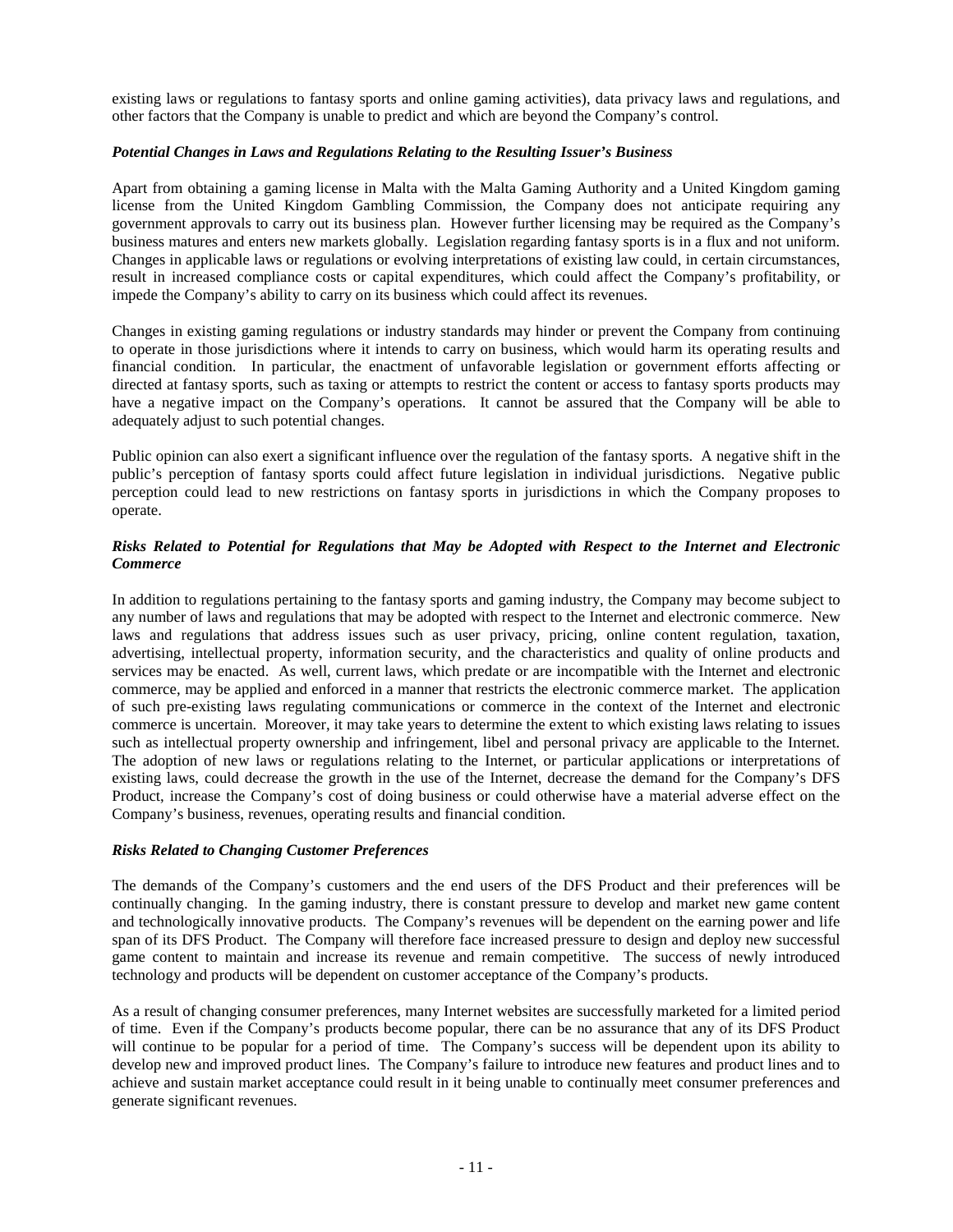existing laws or regulations to fantasy sports and online gaming activities), data privacy laws and regulations, and other factors that the Company is unable to predict and which are beyond the Company's control.

***Potential Changes in Laws and Regulations Relating to the Resulting Issuer's Business***

Apart from obtaining a gaming license in Malta with the Malta Gaming Authority and a United Kingdom gaming license from the United Kingdom Gambling Commission, the Company does not anticipate requiring any government approvals to carry out its business plan. However further licensing may be required as the Company's business matures and enters new markets globally. Legislation regarding fantasy sports is in a flux and not uniform. Changes in applicable laws or regulations or evolving interpretations of existing law could, in certain circumstances, result in increased compliance costs or capital expenditures, which could affect the Company's profitability, or impede the Company's ability to carry on its business which could affect its revenues.

Changes in existing gaming regulations or industry standards may hinder or prevent the Company from continuing to operate in those jurisdictions where it intends to carry on business, which would harm its operating results and financial condition. In particular, the enactment of unfavorable legislation or government efforts affecting or directed at fantasy sports, such as taxing or attempts to restrict the content or access to fantasy sports products may have a negative impact on the Company's operations. It cannot be assured that the Company will be able to adequately adjust to such potential changes.

Public opinion can also exert a significant influence over the regulation of the fantasy sports. A negative shift in the public's perception of fantasy sports could affect future legislation in individual jurisdictions. Negative public perception could lead to new restrictions on fantasy sports in jurisdictions in which the Company proposes to operate.

***Risks Related to Potential for Regulations that May be Adopted with Respect to the Internet and Electronic Commerce***

In addition to regulations pertaining to the fantasy sports and gaming industry, the Company may become subject to any number of laws and regulations that may be adopted with respect to the Internet and electronic commerce. New laws and regulations that address issues such as user privacy, pricing, online content regulation, taxation, advertising, intellectual property, information security, and the characteristics and quality of online products and services may be enacted. As well, current laws, which predate or are incompatible with the Internet and electronic commerce, may be applied and enforced in a manner that restricts the electronic commerce market. The application of such pre-existing laws regulating communications or commerce in the context of the Internet and electronic commerce is uncertain. Moreover, it may take years to determine the extent to which existing laws relating to issues such as intellectual property ownership and infringement, libel and personal privacy are applicable to the Internet. The adoption of new laws or regulations relating to the Internet, or particular applications or interpretations of existing laws, could decrease the growth in the use of the Internet, decrease the demand for the Company's DFS Product, increase the Company's cost of doing business or could otherwise have a material adverse effect on the Company's business, revenues, operating results and financial condition.

***Risks Related to Changing Customer Preferences***

The demands of the Company's customers and the end users of the DFS Product and their preferences will be continually changing. In the gaming industry, there is constant pressure to develop and market new game content and technologically innovative products. The Company's revenues will be dependent on the earning power and life span of its DFS Product. The Company will therefore face increased pressure to design and deploy new successful game content to maintain and increase its revenue and remain competitive. The success of newly introduced technology and products will be dependent on customer acceptance of the Company's products.

As a result of changing consumer preferences, many Internet websites are successfully marketed for a limited period of time. Even if the Company's products become popular, there can be no assurance that any of its DFS Product will continue to be popular for a period of time. The Company's success will be dependent upon its ability to develop new and improved product lines. The Company's failure to introduce new features and product lines and to achieve and sustain market acceptance could result in it being unable to continually meet consumer preferences and generate significant revenues.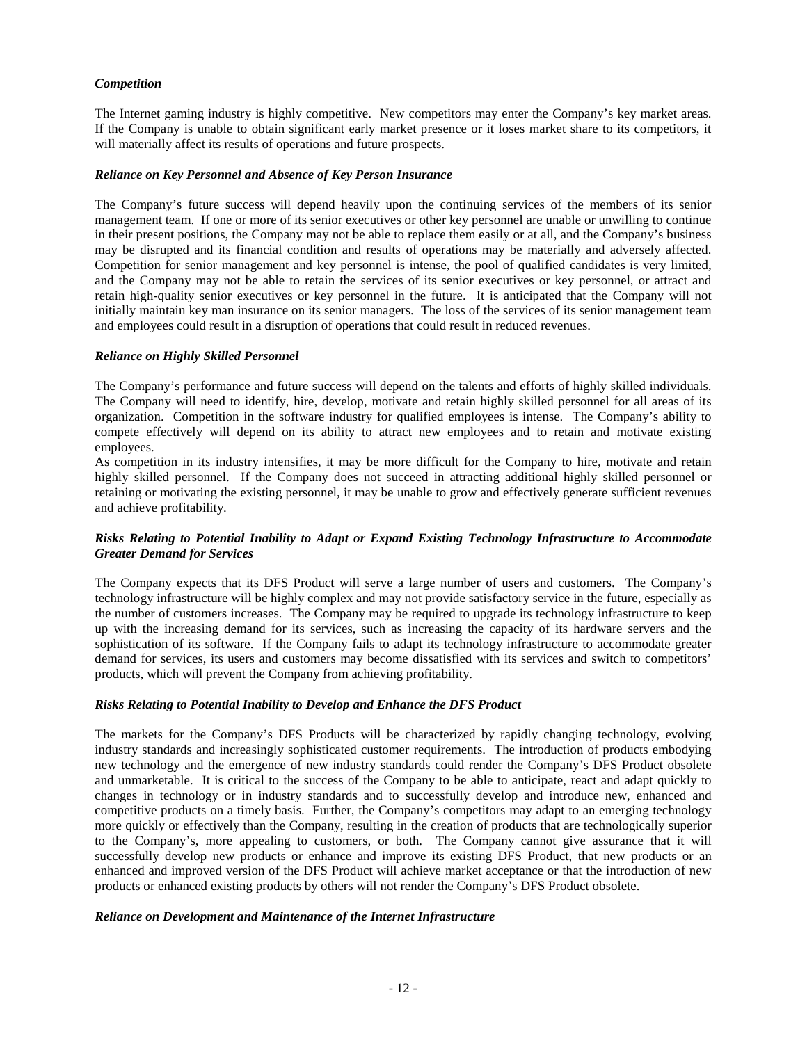### *Competition*

The Internet gaming industry is highly competitive. New competitors may enter the Company's key market areas. If the Company is unable to obtain significant early market presence or it loses market share to its competitors, it will materially affect its results of operations and future prospects.

### *Reliance on Key Personnel and Absence of Key Person Insurance*

The Company's future success will depend heavily upon the continuing services of the members of its senior management team. If one or more of its senior executives or other key personnel are unable or unwilling to continue in their present positions, the Company may not be able to replace them easily or at all, and the Company's business may be disrupted and its financial condition and results of operations may be materially and adversely affected. Competition for senior management and key personnel is intense, the pool of qualified candidates is very limited, and the Company may not be able to retain the services of its senior executives or key personnel, or attract and retain high-quality senior executives or key personnel in the future. It is anticipated that the Company will not initially maintain key man insurance on its senior managers. The loss of the services of its senior management team and employees could result in a disruption of operations that could result in reduced revenues.

### *Reliance on Highly Skilled Personnel*

The Company's performance and future success will depend on the talents and efforts of highly skilled individuals. The Company will need to identify, hire, develop, motivate and retain highly skilled personnel for all areas of its organization. Competition in the software industry for qualified employees is intense. The Company's ability to compete effectively will depend on its ability to attract new employees and to retain and motivate existing employees.

As competition in its industry intensifies, it may be more difficult for the Company to hire, motivate and retain highly skilled personnel. If the Company does not succeed in attracting additional highly skilled personnel or retaining or motivating the existing personnel, it may be unable to grow and effectively generate sufficient revenues and achieve profitability.

### *Risks Relating to Potential Inability to Adapt or Expand Existing Technology Infrastructure to Accommodate Greater Demand for Services*

The Company expects that its DFS Product will serve a large number of users and customers. The Company's technology infrastructure will be highly complex and may not provide satisfactory service in the future, especially as the number of customers increases. The Company may be required to upgrade its technology infrastructure to keep up with the increasing demand for its services, such as increasing the capacity of its hardware servers and the sophistication of its software. If the Company fails to adapt its technology infrastructure to accommodate greater demand for services, its users and customers may become dissatisfied with its services and switch to competitors' products, which will prevent the Company from achieving profitability.

### *Risks Relating to Potential Inability to Develop and Enhance the DFS Product*

The markets for the Company's DFS Products will be characterized by rapidly changing technology, evolving industry standards and increasingly sophisticated customer requirements. The introduction of products embodying new technology and the emergence of new industry standards could render the Company's DFS Product obsolete and unmarketable. It is critical to the success of the Company to be able to anticipate, react and adapt quickly to changes in technology or in industry standards and to successfully develop and introduce new, enhanced and competitive products on a timely basis. Further, the Company's competitors may adapt to an emerging technology more quickly or effectively than the Company, resulting in the creation of products that are technologically superior to the Company's, more appealing to customers, or both. The Company cannot give assurance that it will successfully develop new products or enhance and improve its existing DFS Product, that new products or an enhanced and improved version of the DFS Product will achieve market acceptance or that the introduction of new products or enhanced existing products by others will not render the Company's DFS Product obsolete.

### *Reliance on Development and Maintenance of the Internet Infrastructure*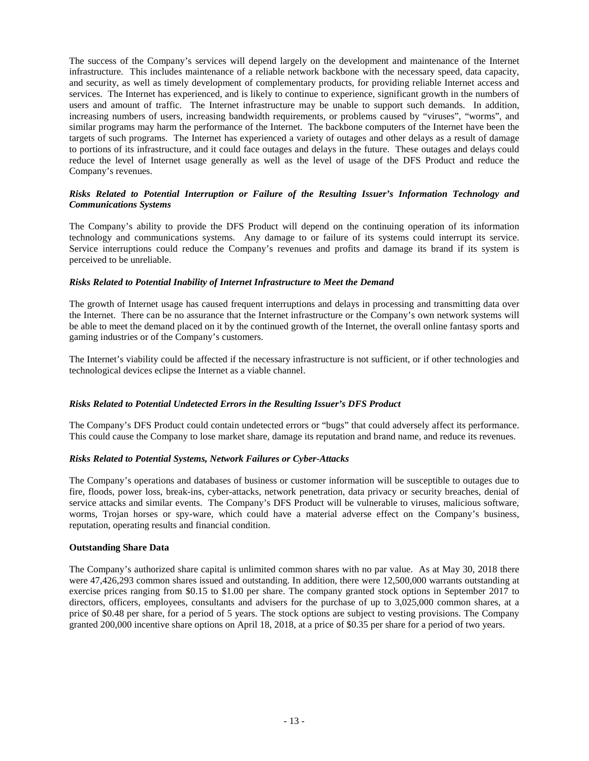The success of the Company's services will depend largely on the development and maintenance of the Internet infrastructure. This includes maintenance of a reliable network backbone with the necessary speed, data capacity, and security, as well as timely development of complementary products, for providing reliable Internet access and services. The Internet has experienced, and is likely to continue to experience, significant growth in the numbers of users and amount of traffic. The Internet infrastructure may be unable to support such demands. In addition, increasing numbers of users, increasing bandwidth requirements, or problems caused by "viruses", "worms", and similar programs may harm the performance of the Internet. The backbone computers of the Internet have been the targets of such programs. The Internet has experienced a variety of outages and other delays as a result of damage to portions of its infrastructure, and it could face outages and delays in the future. These outages and delays could reduce the level of Internet usage generally as well as the level of usage of the DFS Product and reduce the Company's revenues.

***Risks Related to Potential Interruption or Failure of the Resulting Issuer's Information Technology and Communications Systems***

The Company's ability to provide the DFS Product will depend on the continuing operation of its information technology and communications systems. Any damage to or failure of its systems could interrupt its service. Service interruptions could reduce the Company's revenues and profits and damage its brand if its system is perceived to be unreliable.

***Risks Related to Potential Inability of Internet Infrastructure to Meet the Demand***

The growth of Internet usage has caused frequent interruptions and delays in processing and transmitting data over the Internet. There can be no assurance that the Internet infrastructure or the Company's own network systems will be able to meet the demand placed on it by the continued growth of the Internet, the overall online fantasy sports and gaming industries or of the Company's customers.

The Internet's viability could be affected if the necessary infrastructure is not sufficient, or if other technologies and technological devices eclipse the Internet as a viable channel.

***Risks Related to Potential Undetected Errors in the Resulting Issuer's DFS Product***

The Company's DFS Product could contain undetected errors or "bugs" that could adversely affect its performance. This could cause the Company to lose market share, damage its reputation and brand name, and reduce its revenues.

***Risks Related to Potential Systems, Network Failures or Cyber-Attacks***

The Company's operations and databases of business or customer information will be susceptible to outages due to fire, floods, power loss, break-ins, cyber-attacks, network penetration, data privacy or security breaches, denial of service attacks and similar events. The Company's DFS Product will be vulnerable to viruses, malicious software, worms, Trojan horses or spy-ware, which could have a material adverse effect on the Company's business, reputation, operating results and financial condition.

**Outstanding Share Data**

The Company's authorized share capital is unlimited common shares with no par value. As at May 30, 2018 there were 47,426,293 common shares issued and outstanding. In addition, there were 12,500,000 warrants outstanding at exercise prices ranging from \$0.15 to \$1.00 per share. The company granted stock options in September 2017 to directors, officers, employees, consultants and advisers for the purchase of up to 3,025,000 common shares, at a price of \$0.48 per share, for a period of 5 years. The stock options are subject to vesting provisions. The Company granted 200,000 incentive share options on April 18, 2018, at a price of \$0.35 per share for a period of two years.